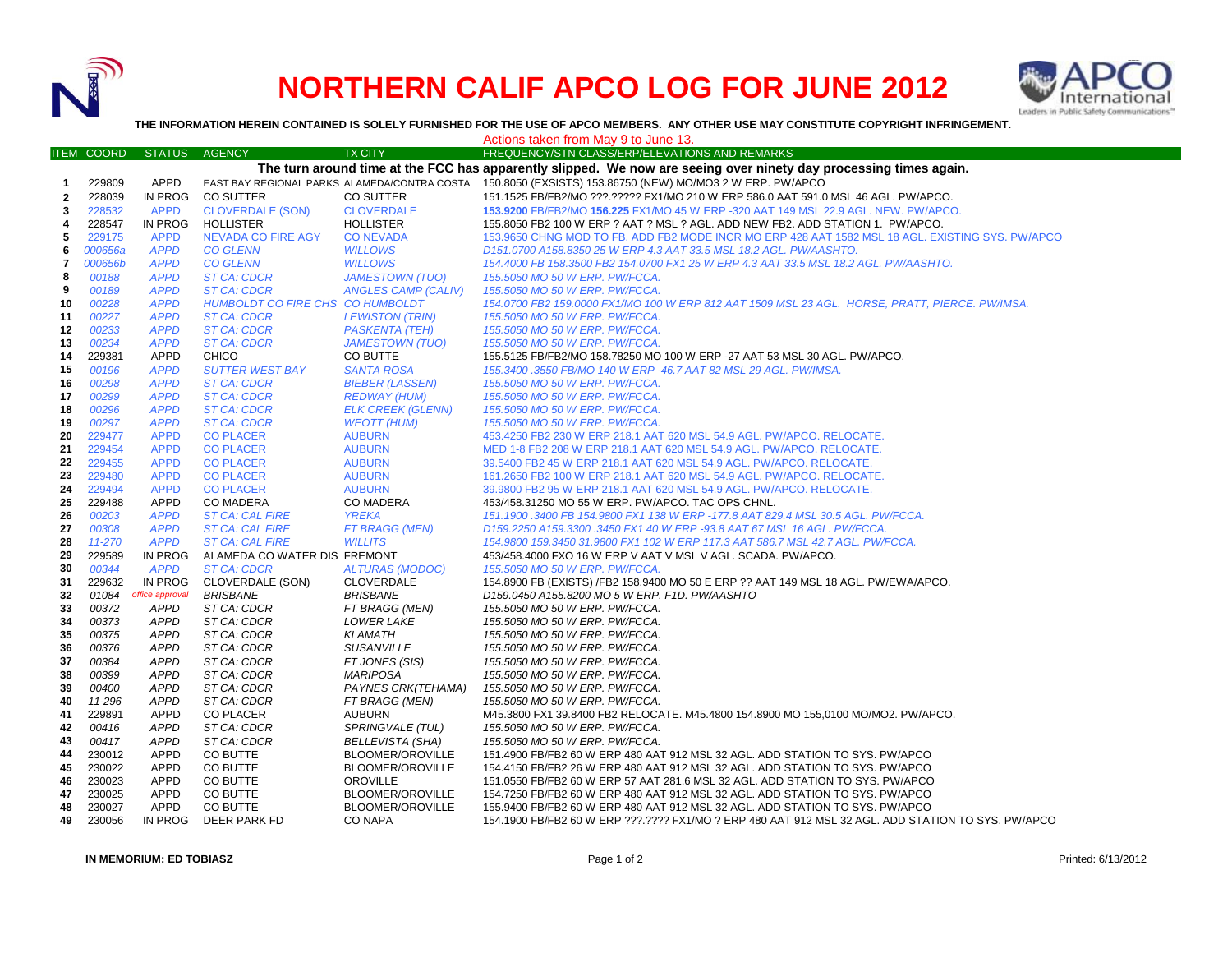# NORTHERN CALIF APCO LOG FOR JUNE 2012

**THE INFORMATION HEREIN CONTAINED IS SOLELY FURNISHED FOR THE USE OF APCO MEMBERS. ANY OTHER USE MAY CONSTITUTE COPYRIGHT INFRINGEMENT.**

Actions taken from May 9 to June 13.

| ITEM | COORD | STATUS | AGENCY | TX CITY | FREQUENCY/STN CLASS/ERP/ELEVATIONS AND REMARKS |
|---|---|---|---|---|---|
| | | | | | **The turn around time at the FCC has apparently slipped. We now are seeing over ninety day processing times again.** |
| 1 | 229809 | APPD | EAST BAY REGIONAL PARKS | ALAMEDA/CONTRA COSTA | 150.8050 (EXSISTS) 153.86750 (NEW) MO/MO3 2 W ERP. PW/APCO |
| 2 | 228039 | IN PROG | CO SUTTER | CO SUTTER | 151.1525 FB/FB2/MO ???.????? FX1/MO 210 W ERP 586.0 AAT 591.0 MSL 46 AGL. PW/APCO. |
| 3 | 228532 | APPD | CLOVERDALE (SON) | CLOVERDALE | **153.9200** FB/FB2/MO **156.225** FX1/MO 45 W ERP -320 AAT 149 MSL 22.9 AGL. NEW. PW/APCO. |
| 4 | 228547 | IN PROG | HOLLISTER | HOLLISTER | 155.8050 FB2 100 W ERP ? AAT ? MSL ? AGL. ADD NEW FB2. ADD STATION 1. PW/APCO. |
| 5 | 229175 | APPD | NEVADA CO FIRE AGY | CO NEVADA | 153.9650 CHNG MOD TO FB, ADD FB2 MODE INCR MO ERP 428 AAT 1582 MSL 18 AGL. EXISTING SYS. PW/APCO |
| 6 | *000656a* | *APPD* | *CO GLENN* | *WILLOWS* | *D151.0700 A158.8350 25 W ERP 4.3 AAT 33.5 MSL 18.2 AGL. PW/AASHTO.* |
| 7 | *000656b* | *APPD* | *CO GLENN* | *WILLOWS* | *154.4000 FB 158.3500 FB2 154.0700 FX1 25 W ERP 4.3 AAT 33.5 MSL 18.2 AGL. PW/AASHTO.* |
| 8 | *00188* | *APPD* | *ST CA: CDCR* | *JAMESTOWN (TUO)* | *155.5050 MO 50 W ERP. PW/FCCA.* |
| 9 | *00189* | *APPD* | *ST CA: CDCR* | *ANGLES CAMP (CALIV)* | *155.5050 MO 50 W ERP. PW/FCCA.* |
| 10 | *00228* | *APPD* | *HUMBOLDT CO FIRE CHS* | *CO HUMBOLDT* | *154.0700 FB2 159.0000 FX1/MO 100 W ERP 812 AAT 1509 MSL 23 AGL. HORSE, PRATT, PIERCE. PW/IMSA.* |
| 11 | *00227* | *APPD* | *ST CA: CDCR* | *LEWISTON (TRIN)* | *155.5050 MO 50 W ERP. PW/FCCA.* |
| 12 | *00233* | *APPD* | *ST CA: CDCR* | *PASKENTA (TEH)* | *155.5050 MO 50 W ERP. PW/FCCA.* |
| 13 | *00234* | *APPD* | *ST CA: CDCR* | *JAMESTOWN (TUO)* | *155.5050 MO 50 W ERP. PW/FCCA.* |
| 14 | 229381 | APPD | CHICO | CO BUTTE | 155.5125 FB/FB2/MO 158.78250 MO 100 W ERP -27 AAT 53 MSL 30 AGL. PW/APCO. |
| 15 | *00196* | *APPD* | *SUTTER WEST BAY* | *SANTA ROSA* | *155.3400 .3550 FB/MO 140 W ERP -46.7 AAT 82 MSL 29 AGL. PW/IMSA.* |
| 16 | *00298* | *APPD* | *ST CA: CDCR* | *BIEBER (LASSEN)* | *155.5050 MO 50 W ERP. PW/FCCA.* |
| 17 | *00299* | *APPD* | *ST CA: CDCR* | *REDWAY (HUM)* | *155.5050 MO 50 W ERP. PW/FCCA.* |
| 18 | *00296* | *APPD* | *ST CA: CDCR* | *ELK CREEK (GLENN)* | *155.5050 MO 50 W ERP. PW/FCCA.* |
| 19 | *00297* | *APPD* | *ST CA: CDCR* | *WEOTT (HUM)* | *155.5050 MO 50 W ERP. PW/FCCA.* |
| 20 | 229477 | APPD | CO PLACER | AUBURN | 453.4250 FB2 230 W ERP 218.1 AAT 620 MSL 54.9 AGL. PW/APCO. RELOCATE. |
| 21 | 229454 | APPD | CO PLACER | AUBURN | MED 1-8 FB2 208 W ERP 218.1 AAT 620 MSL 54.9 AGL. PW/APCO. RELOCATE. |
| 22 | 229455 | APPD | CO PLACER | AUBURN | 39.5400 FB2 45 W ERP 218.1 AAT 620 MSL 54.9 AGL. PW/APCO. RELOCATE. |
| 23 | 229480 | APPD | CO PLACER | AUBURN | 161.2650 FB2 100 W ERP 218.1 AAT 620 MSL 54.9 AGL. PW/APCO. RELOCATE. |
| 24 | 229494 | APPD | CO PLACER | AUBURN | 39.9800 FB2 95 W ERP 218.1 AAT 620 MSL 54.9 AGL. PW/APCO. RELOCATE. |
| 25 | 229488 | APPD | CO MADERA | CO MADERA | 453/458.31250 MO 55 W ERP. PW/APCO. TAC OPS CHNL. |
| 26 | *00203* | *APPD* | *ST CA: CAL FIRE* | *YREKA* | *151.1900 .3400 FB 154.9800 FX1 138 W ERP -177.8 AAT 829.4 MSL 30.5 AGL. PW/FCCA.* |
| 27 | *00308* | *APPD* | *ST CA: CAL FIRE* | *FT BRAGG (MEN)* | *D159.2250 A159.3300 .3450 FX1 40 W ERP -93.8 AAT 67 MSL 16 AGL. PW/FCCA.* |
| 28 | *11-270* | *APPD* | *ST CA: CAL FIRE* | *WILLITS* | *154.9800 159.3450 31.9800 FX1 102 W ERP 117.3 AAT 586.7 MSL 42.7 AGL. PW/FCCA.* |
| 29 | 229589 | IN PROG | ALAMEDA CO WATER DIS | FREMONT | 453/458.4000 FXO 16 W ERP V AAT V MSL V AGL. SCADA. PW/APCO. |
| 30 | *00344* | *APPD* | *ST CA: CDCR* | *ALTURAS (MODOC)* | *155.5050 MO 50 W ERP. PW/FCCA.* |
| 31 | 229632 | IN PROG | CLOVERDALE (SON) | CLOVERDALE | 154.8900 FB (EXISTS) /FB2 158.9400 MO 50 E ERP ?? AAT 149 MSL 18 AGL. PW/EWA/APCO. |
| 32 | *01084* | *office approval* | *BRISBANE* | *BRISBANE* | *D159.0450 A155.8200 MO 5 W ERP. F1D. PW/AASHTO* |
| 33 | *00372* | *APPD* | *ST CA: CDCR* | *FT BRAGG (MEN)* | *155.5050 MO 50 W ERP. PW/FCCA.* |
| 34 | *00373* | *APPD* | *ST CA: CDCR* | *LOWER LAKE* | *155.5050 MO 50 W ERP. PW/FCCA.* |
| 35 | *00375* | *APPD* | *ST CA: CDCR* | *KLAMATH* | *155.5050 MO 50 W ERP. PW/FCCA.* |
| 36 | *00376* | *APPD* | *ST CA: CDCR* | *SUSANVILLE* | *155.5050 MO 50 W ERP. PW/FCCA.* |
| 37 | *00384* | *APPD* | *ST CA: CDCR* | *FT JONES (SIS)* | *155.5050 MO 50 W ERP. PW/FCCA.* |
| 38 | *00399* | *APPD* | *ST CA: CDCR* | *MARIPOSA* | *155.5050 MO 50 W ERP. PW/FCCA.* |
| 39 | *00400* | *APPD* | *ST CA: CDCR* | *PAYNES CRK(TEHAMA)* | *155.5050 MO 50 W ERP. PW/FCCA.* |
| 40 | *11-296* | *APPD* | *ST CA: CDCR* | *FT BRAGG (MEN)* | *155.5050 MO 50 W ERP. PW/FCCA.* |
| 41 | 229891 | APPD | CO PLACER | AUBURN | M45.3800 FX1 39.8400 FB2 RELOCATE. M45.4800 154.8900 MO 155,0100 MO/MO2. PW/APCO. |
| 42 | *00416* | *APPD* | *ST CA: CDCR* | *SPRINGVALE (TUL)* | *155.5050 MO 50 W ERP. PW/FCCA.* |
| 43 | *00417* | *APPD* | *ST CA: CDCR* | *BELLEVISTA (SHA)* | *155.5050 MO 50 W ERP. PW/FCCA.* |
| 44 | 230012 | APPD | CO BUTTE | BLOOMER/OROVILLE | 151.4900 FB/FB2 60 W ERP 480 AAT 912 MSL 32 AGL. ADD STATION TO SYS. PW/APCO |
| 45 | 230022 | APPD | CO BUTTE | BLOOMER/OROVILLE | 154.4150 FB/FB2 26 W ERP 480 AAT 912 MSL 32 AGL. ADD STATION TO SYS. PW/APCO |
| 46 | 230023 | APPD | CO BUTTE | OROVILLE | 151.0550 FB/FB2 60 W ERP 57 AAT 281.6 MSL 32 AGL. ADD STATION TO SYS. PW/APCO |
| 47 | 230025 | APPD | CO BUTTE | BLOOMER/OROVILLE | 154.7250 FB/FB2 60 W ERP 480 AAT 912 MSL 32 AGL. ADD STATION TO SYS. PW/APCO |
| 48 | 230027 | APPD | CO BUTTE | BLOOMER/OROVILLE | 155.9400 FB/FB2 60 W ERP 480 AAT 912 MSL 32 AGL. ADD STATION TO SYS. PW/APCO |
| 49 | 230056 | IN PROG | DEER PARK FD | CO NAPA | 154.1900 FB/FB2 60 W ERP ???.???? FX1/MO ? ERP 480 AAT 912 MSL 32 AGL. ADD STATION TO SYS. PW/APCO |

**IN MEMORIUM: ED TOBIASZ**

Printed: 6/13/2012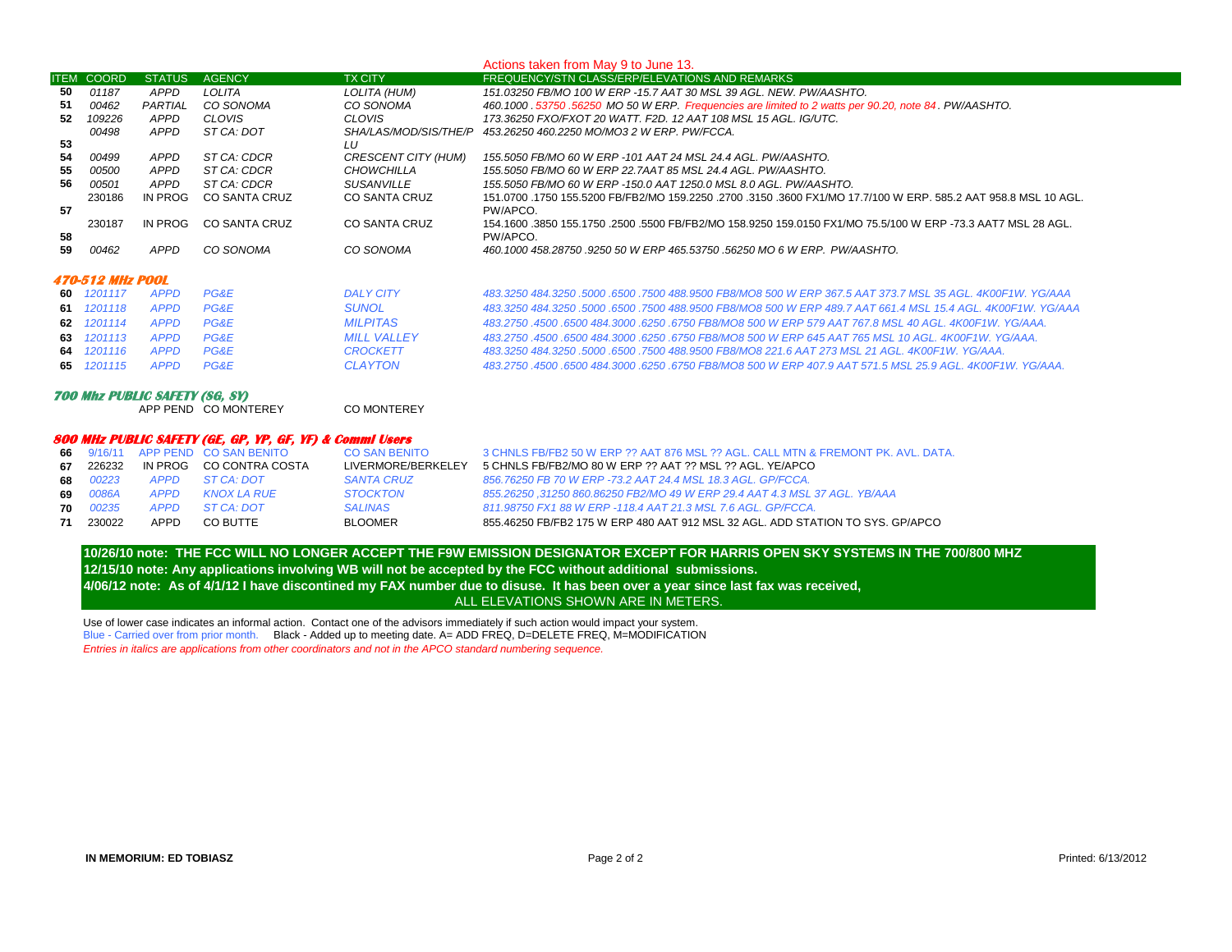Actions taken from May 9 to June 13.

| ITEM | COORD | STATUS | AGENCY | TX CITY | FREQUENCY/STN CLASS/ERP/ELEVATIONS AND REMARKS |
|---|---|---|---|---|---|
| 50 | *01187* | *APPD* | *LOLITA* | *LOLITA (HUM)* | *151.03250 FB/MO 100 W ERP -15.7 AAT 30 MSL 39 AGL. NEW. PW/AASHTO.* |
| 51 | *00462* | *PARTIAL* | *CO SONOMA* | *CO SONOMA* | *460.1000 .53750 .56250 MO 50 W ERP. Frequencies are limited to 2 watts per 90.20, note 84. PW/AASHTO.* |
| 52 | *109226* | *APPD* | *CLOVIS* | *CLOVIS* | *173.36250 FXO/FXOT 20 WATT. F2D. 12 AAT 108 MSL 15 AGL. IG/UTC.* |
| 53 | *00498* | *APPD* | *ST CA: DOT* | *SHA/LAS/MOD/SIS/THE/PLU* | *453.26250 460.2250 MO/MO3 2 W ERP. PW/FCCA.* |
| 54 | *00499* | *APPD* | *ST CA: CDCR* | *CRESCENT CITY (HUM)* | *155.5050 FB/MO 60 W ERP -101 AAT 24 MSL 24.4 AGL. PW/AASHTO.* |
| 55 | *00500* | *APPD* | *ST CA: CDCR* | *CHOWCHILLA* | *155.5050 FB/MO 60 W ERP 22.7AAT 85 MSL 24.4 AGL. PW/AASHTO.* |
| 56 | *00501* | *APPD* | *ST CA: CDCR* | *SUSANVILLE* | *155.5050 FB/MO 60 W ERP -150.0 AAT 1250.0 MSL 8.0 AGL. PW/AASHTO.* |
| 57 | 230186 | IN PROG | CO SANTA CRUZ | CO SANTA CRUZ | 151.0700 .1750 155.5200 FB/FB2/MO 159.2250 .2700 .3150 .3600 FX1/MO 17.7/100 W ERP. 585.2 AAT 958.8 MSL 10 AGL. PW/APCO. |
| 58 | 230187 | IN PROG | CO SANTA CRUZ | CO SANTA CRUZ | 154.1600 .3850 155.1750 .2500 .5500 FB/FB2/MO 158.9250 159.0150 FX1/MO 75.5/100 W ERP -73.3 AAT7 MSL 28 AGL. PW/APCO. |
| 59 | *00462* | *APPD* | *CO SONOMA* | *CO SONOMA* | *460.1000 458.28750 .9250 50 W ERP 465.53750 .56250 MO 6 W ERP. PW/AASHTO.* |

***470-512 MHz POOL***

| ITEM | COORD | STATUS | AGENCY | TX CITY | FREQUENCY/STN CLASS/ERP/ELEVATIONS AND REMARKS |
|---|---|---|---|---|---|
| 60 | *1201117* | *APPD* | *PG&E* | *DALY CITY* | *483.3250 484.3250 .5000 .6500 .7500 488.9500 FB8/MO8 500 W ERP 367.5 AAT 373.7 MSL 35 AGL. 4K00F1W. YG/AAA* |
| 61 | *1201118* | *APPD* | *PG&E* | *SUNOL* | *483.3250 484.3250 .5000 .6500 .7500 488.9500 FB8/MO8 500 W ERP 489.7 AAT 661.4 MSL 15.4 AGL. 4K00F1W. YG/AAA* |
| 62 | *1201114* | *APPD* | *PG&E* | *MILPITAS* | *483.2750 .4500 .6500 484.3000 .6250 .6750 FB8/MO8 500 W ERP 579 AAT 767.8 MSL 40 AGL. 4K00F1W. YG/AAA.* |
| 63 | *1201113* | *APPD* | *PG&E* | *MILL VALLEY* | *483.2750 .4500 .6500 484.3000 .6250 .6750 FB8/MO8 500 W ERP 645 AAT 765 MSL 10 AGL. 4K00F1W. YG/AAA.* |
| 64 | *1201116* | *APPD* | *PG&E* | *CROCKETT* | *483.3250 484.3250 .5000 .6500 .7500 488.9500 FB8/MO8 221.6 AAT 273 MSL 21 AGL. 4K00F1W. YG/AAA.* |
| 65 | *1201115* | *APPD* | *PG&E* | *CLAYTON* | *483.2750 .4500 .6500 484.3000 .6250 .6750 FB8/MO8 500 W ERP 407.9 AAT 571.5 MSL 25.9 AGL. 4K00F1W. YG/AAA.* |

***700 Mhz PUBLIC SAFETY (SG, SY)***

| ITEM | COORD | STATUS | AGENCY | TX CITY | FREQUENCY/STN CLASS/ERP/ELEVATIONS AND REMARKS |
|---|---|---|---|---|---|
| | | APP PEND | CO MONTEREY | CO MONTEREY | |

***800 MHz PUBLIC SAFETY (GE, GP, YP, GF, YF) & Comml Users***

| ITEM | COORD | STATUS | AGENCY | TX CITY | FREQUENCY/STN CLASS/ERP/ELEVATIONS AND REMARKS |
|---|---|---|---|---|---|
| 66 | 9/16/11 | APP PEND | CO SAN BENITO | CO SAN BENITO | 3 CHNLS FB/FB2 50 W ERP ?? AAT 876 MSL ?? AGL. CALL MTN & FREMONT PK. AVL. DATA. |
| 67 | 226232 | IN PROG | CO CONTRA COSTA | LIVERMORE/BERKELEY | 5 CHNLS FB/FB2/MO 80 W ERP ?? AAT ?? MSL ?? AGL. YE/APCO |
| 68 | *00223* | *APPD* | *ST CA: DOT* | *SANTA CRUZ* | *856.76250 FB 70 W ERP -73.2 AAT 24.4 MSL 18.3 AGL. GP/FCCA.* |
| 69 | *0086A* | *APPD* | *KNOX LA RUE* | *STOCKTON* | *855.26250 ,31250 860.86250 FB2/MO 49 W ERP 29.4 AAT 4.3 MSL 37 AGL. YB/AAA* |
| 70 | *00235* | *APPD* | *ST CA: DOT* | *SALINAS* | *811.98750 FX1 88 W ERP -118.4 AAT 21.3 MSL 7.6 AGL. GP/FCCA.* |
| 71 | 230022 | APPD | CO BUTTE | BLOOMER | 855.46250 FB/FB2 175 W ERP 480 AAT 912 MSL 32 AGL. ADD STATION TO SYS. GP/APCO |

**10/26/10 note: THE FCC WILL NO LONGER ACCEPT THE F9W EMISSION DESIGNATOR EXCEPT FOR HARRIS OPEN SKY SYSTEMS IN THE 700/800 MHZ**
**12/15/10 note: Any applications involving WB will not be accepted by the FCC without additional submissions.**
**4/06/12 note: As of 4/1/12 I have discontined my FAX number due to disuse. It has been over a year since last fax was received,**
ALL ELEVATIONS SHOWN ARE IN METERS.

Use of lower case indicates an informal action. Contact one of the advisors immediately if such action would impact your system.
Blue - Carried over from prior month. Black - Added up to meeting date. A= ADD FREQ, D=DELETE FREQ, M=MODIFICATION
*Entries in italics are applications from other coordinators and not in the APCO standard numbering sequence.*

**IN MEMORIUM: ED TOBIASZ**

Printed: 6/13/2012